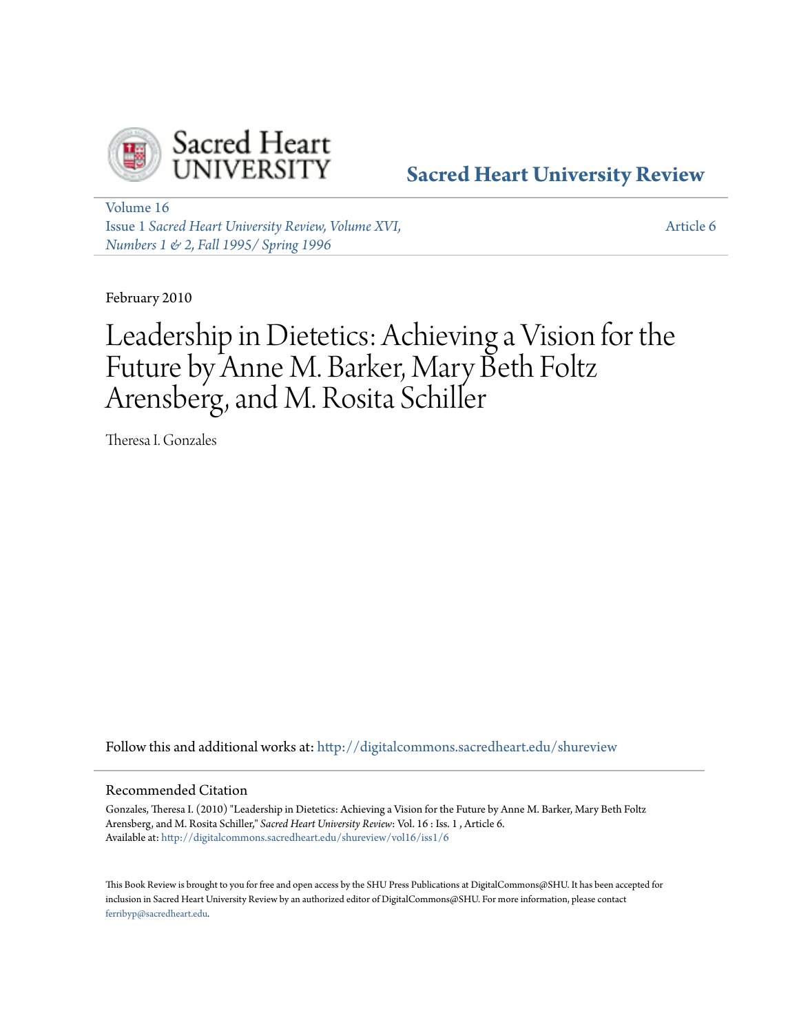Sacred Heart University Review

Volume 16
Issue 1 *Sacred Heart University Review, Volume XVI, Numbers 1 & 2, Fall 1995/ Spring 1996*

Article 6

February 2010

# Leadership in Dietetics: Achieving a Vision for the Future by Anne M. Barker, Mary Beth Foltz Arensberg, and M. Rosita Schiller

Theresa I. Gonzales

Follow this and additional works at: http://digitalcommons.sacredheart.edu/shureview

## Recommended Citation

Gonzales, Theresa I. (2010) "Leadership in Dietetics: Achieving a Vision for the Future by Anne M. Barker, Mary Beth Foltz Arensberg, and M. Rosita Schiller," *Sacred Heart University Review*: Vol. 16 : Iss. 1 , Article 6.
Available at: http://digitalcommons.sacredheart.edu/shureview/vol16/iss1/6

This Book Review is brought to you for free and open access by the SHU Press Publications at DigitalCommons@SHU. It has been accepted for inclusion in Sacred Heart University Review by an authorized editor of DigitalCommons@SHU. For more information, please contact ferribyp@sacredheart.edu.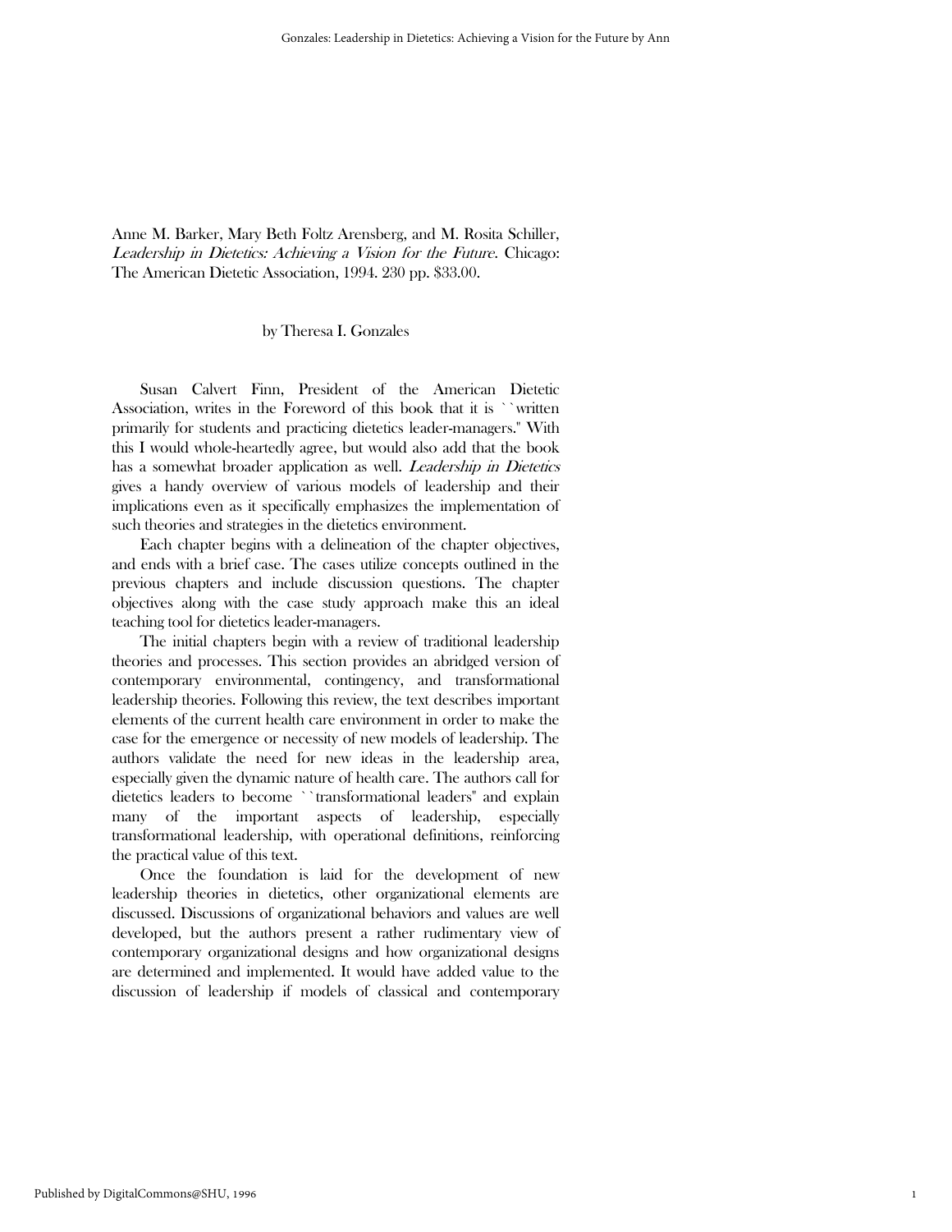Anne M. Barker, Mary Beth Foltz Arensberg, and M. Rosita Schiller, *Leadership in Dietetics: Achieving a Vision for the Future*. Chicago: The American Dietetic Association, 1994. 230 pp. $33.00.

by Theresa I. Gonzales

Susan Calvert Finn, President of the American Dietetic Association, writes in the Foreword of this book that it is ``written primarily for students and practicing dietetics leader-managers.'' With this I would whole-heartedly agree, but would also add that the book has a somewhat broader application as well. *Leadership in Dietetics* gives a handy overview of various models of leadership and their implications even as it specifically emphasizes the implementation of such theories and strategies in the dietetics environment.

Each chapter begins with a delineation of the chapter objectives, and ends with a brief case. The cases utilize concepts outlined in the previous chapters and include discussion questions. The chapter objectives along with the case study approach make this an ideal teaching tool for dietetics leader-managers.

The initial chapters begin with a review of traditional leadership theories and processes. This section provides an abridged version of contemporary environmental, contingency, and transformational leadership theories. Following this review, the text describes important elements of the current health care environment in order to make the case for the emergence or necessity of new models of leadership. The authors validate the need for new ideas in the leadership area, especially given the dynamic nature of health care. The authors call for dietetics leaders to become ``transformational leaders'' and explain many of the important aspects of leadership, especially transformational leadership, with operational definitions, reinforcing the practical value of this text.

Once the foundation is laid for the development of new leadership theories in dietetics, other organizational elements are discussed. Discussions of organizational behaviors and values are well developed, but the authors present a rather rudimentary view of contemporary organizational designs and how organizational designs are determined and implemented. It would have added value to the discussion of leadership if models of classical and contemporary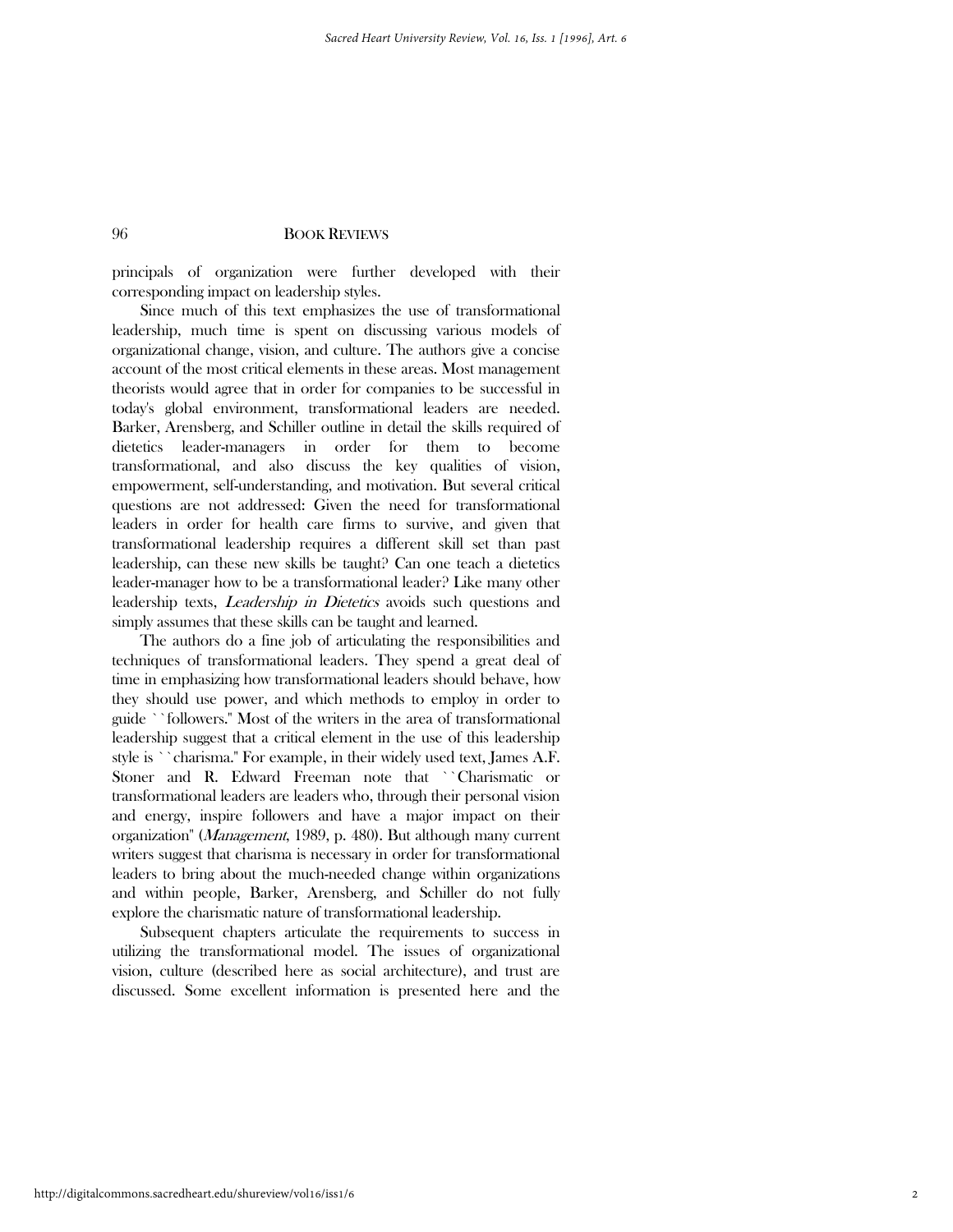principals of organization were further developed with their corresponding impact on leadership styles.

Since much of this text emphasizes the use of transformational leadership, much time is spent on discussing various models of organizational change, vision, and culture. The authors give a concise account of the most critical elements in these areas. Most management theorists would agree that in order for companies to be successful in today's global environment, transformational leaders are needed. Barker, Arensberg, and Schiller outline in detail the skills required of dietetics leader-managers in order for them to become transformational, and also discuss the key qualities of vision, empowerment, self-understanding, and motivation. But several critical questions are not addressed: Given the need for transformational leaders in order for health care firms to survive, and given that transformational leadership requires a different skill set than past leadership, can these new skills be taught? Can one teach a dietetics leader-manager how to be a transformational leader? Like many other leadership texts, *Leadership in Dietetics* avoids such questions and simply assumes that these skills can be taught and learned.

The authors do a fine job of articulating the responsibilities and techniques of transformational leaders. They spend a great deal of time in emphasizing how transformational leaders should behave, how they should use power, and which methods to employ in order to guide ``followers.'' Most of the writers in the area of transformational leadership suggest that a critical element in the use of this leadership style is ``charisma.'' For example, in their widely used text, James A.F. Stoner and R. Edward Freeman note that ``Charismatic or transformational leaders are leaders who, through their personal vision and energy, inspire followers and have a major impact on their organization'' (*Management*, 1989, p. 480). But although many current writers suggest that charisma is necessary in order for transformational leaders to bring about the much-needed change within organizations and within people, Barker, Arensberg, and Schiller do not fully explore the charismatic nature of transformational leadership.

Subsequent chapters articulate the requirements to success in utilizing the transformational model. The issues of organizational vision, culture (described here as social architecture), and trust are discussed. Some excellent information is presented here and the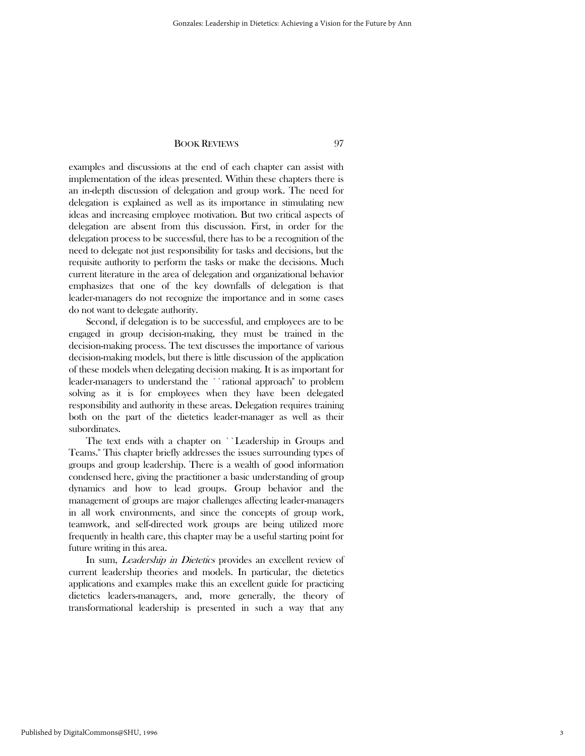examples and discussions at the end of each chapter can assist with implementation of the ideas presented. Within these chapters there is an in-depth discussion of delegation and group work. The need for delegation is explained as well as its importance in stimulating new ideas and increasing employee motivation. But two critical aspects of delegation are absent from this discussion. First, in order for the delegation process to be successful, there has to be a recognition of the need to delegate not just responsibility for tasks and decisions, but the requisite authority to perform the tasks or make the decisions. Much current literature in the area of delegation and organizational behavior emphasizes that one of the key downfalls of delegation is that leader-managers do not recognize the importance and in some cases do not want to delegate authority.

Second, if delegation is to be successful, and employees are to be engaged in group decision-making, they must be trained in the decision-making process. The text discusses the importance of various decision-making models, but there is little discussion of the application of these models when delegating decision making. It is as important for leader-managers to understand the "rational approach" to problem solving as it is for employees when they have been delegated responsibility and authority in these areas. Delegation requires training both on the part of the dietetics leader-manager as well as their subordinates.

The text ends with a chapter on "Leadership in Groups and Teams." This chapter briefly addresses the issues surrounding types of groups and group leadership. There is a wealth of good information condensed here, giving the practitioner a basic understanding of group dynamics and how to lead groups. Group behavior and the management of groups are major challenges affecting leader-managers in all work environments, and since the concepts of group work, teamwork, and self-directed work groups are being utilized more frequently in health care, this chapter may be a useful starting point for future writing in this area.

In sum, *Leadership in Dietetics* provides an excellent review of current leadership theories and models. In particular, the dietetics applications and examples make this an excellent guide for practicing dietetics leaders-managers, and, more generally, the theory of transformational leadership is presented in such a way that any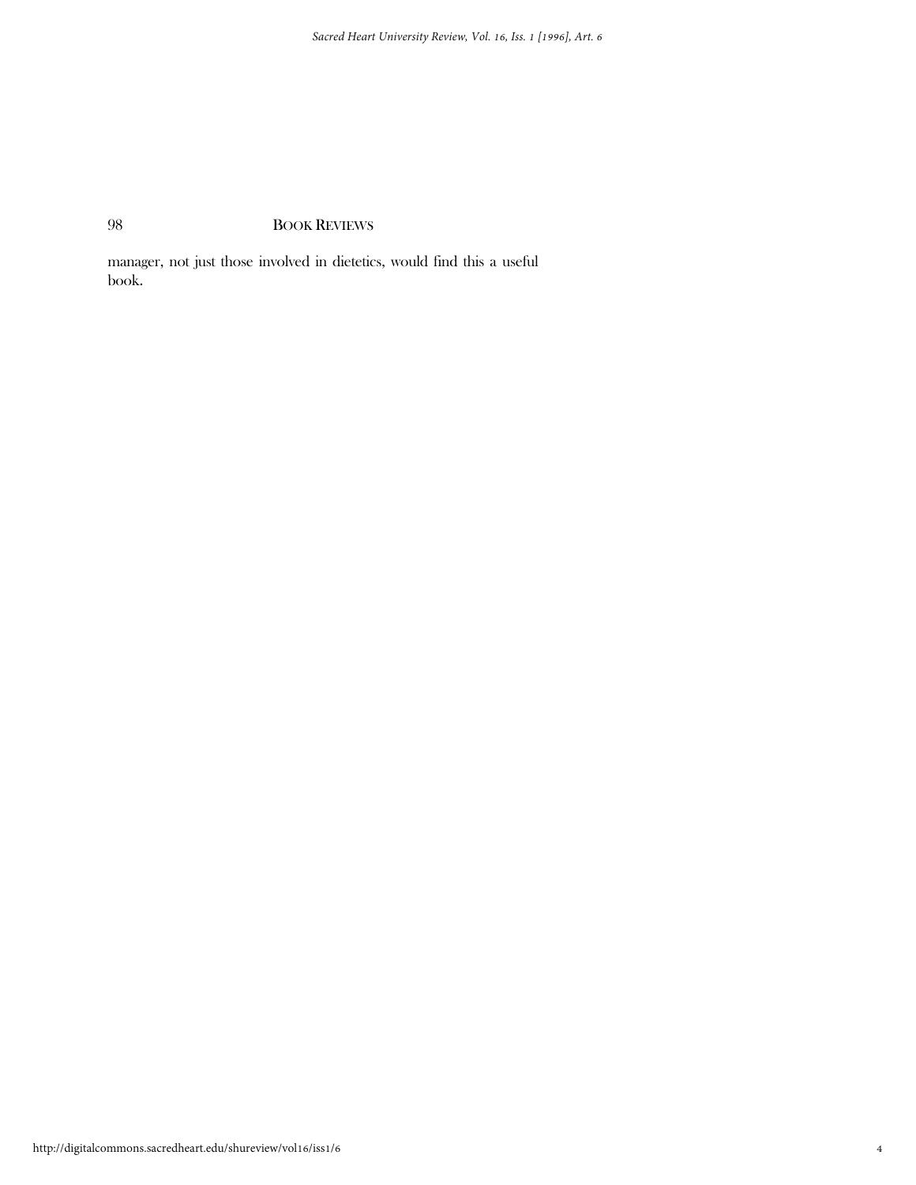manager, not just those involved in dietetics, would find this a useful book.